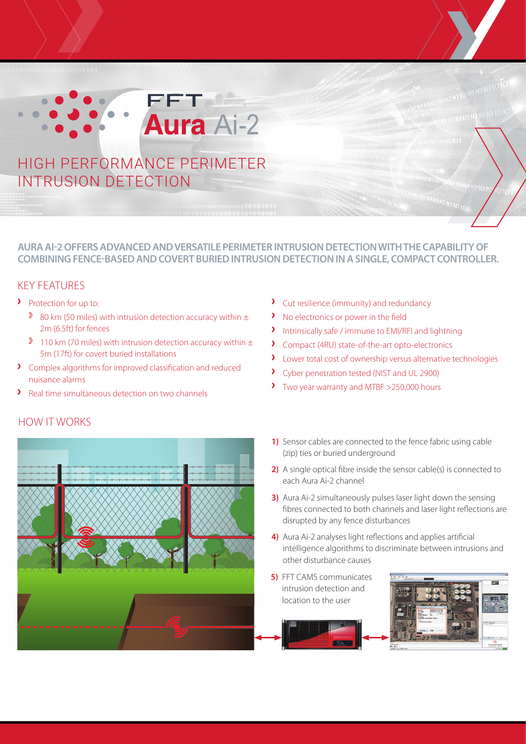# FFT Aura Ai-2

## HIGH PERFORMANCE PERIMETER INTRUSION DETECTION

**AURA AI-2 OFFERS ADVANCED AND VERSATILE PERIMETER INTRUSION DETECTION WITH THE CAPABILITY OF COMBINING FENCE-BASED AND COVERT BURIED INTRUSION DETECTION IN A SINGLE, COMPACT CONTROLLER.**

## KEY FEATURES

- Protection for up to:
  - 80 km (50 miles) with intrusion detection accuracy within ± 2m (6.5ft) for fences
  - 110 km (70 miles) with intrusion detection accuracy within ± 5m (17ft) for covert buried installations
- Complex algorithms for improved classification and reduced nuisance alarms
- Real time simultaneous detection on two channels
- Cut resilience (immunity) and redundancy
- No electronics or power in the field
- Intrinsically safe / immune to EMI/RFI and lightning
- Compact (4RU) state-of-the-art opto-electronics
- Lower total cost of ownership versus alternative technologies
- Cyber penetration tested (NIST and UL 2900)
- Two year warranty and MTBF >250,000 hours

## HOW IT WORKS

1) Sensor cables are connected to the fence fabric using cable (zip) ties or buried underground
2) A single optical fibre inside the sensor cable(s) is connected to each Aura Ai-2 channel
3) Aura Ai-2 simultaneously pulses laser light down the sensing fibres connected to both channels and laser light reflections are disrupted by any fence disturbances
4) Aura Ai-2 analyses light reflections and applies artificial intelligence algorithms to discriminate between intrusions and other disturbance causes
5) FFT CAMS communicates intrusion detection and location to the user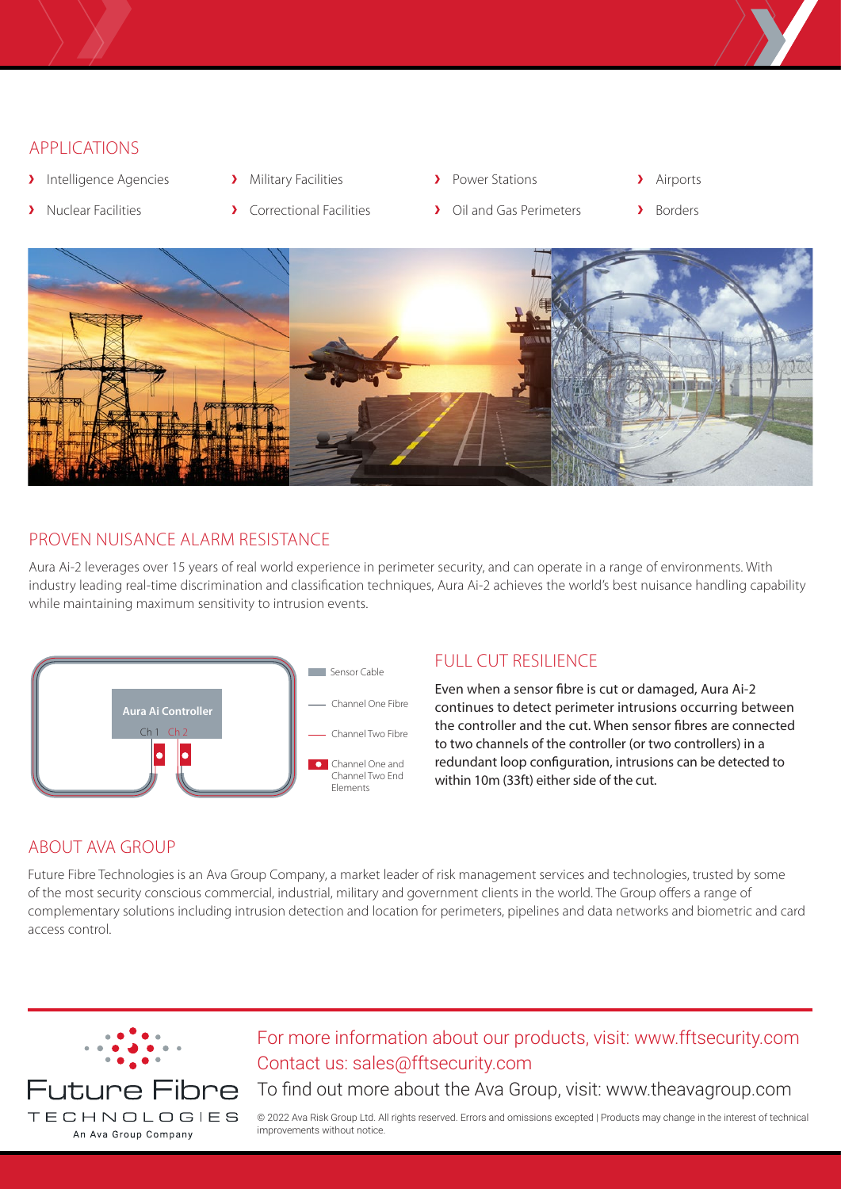## APPLICATIONS

- Intelligence Agencies
- Nuclear Facilities
- Military Facilities
- Correctional Facilities
- Power Stations
- Oil and Gas Perimeters
- Airports
- Borders

## PROVEN NUISANCE ALARM RESISTANCE

Aura Ai-2 leverages over 15 years of real world experience in perimeter security, and can operate in a range of environments. With industry leading real-time discrimination and classification techniques, Aura Ai-2 achieves the world's best nuisance handling capability while maintaining maximum sensitivity to intrusion events.

Aura Ai Controller
Ch 1 Ch 2

Sensor Cable
Channel One Fibre
Channel Two Fibre
Channel One and Channel Two End Elements

## FULL CUT RESILIENCE

Even when a sensor fibre is cut or damaged, Aura Ai-2 continues to detect perimeter intrusions occurring between the controller and the cut. When sensor fibres are connected to two channels of the controller (or two controllers) in a redundant loop configuration, intrusions can be detected to within 10m (33ft) either side of the cut.

## ABOUT AVA GROUP

Future Fibre Technologies is an Ava Group Company, a market leader of risk management services and technologies, trusted by some of the most security conscious commercial, industrial, military and government clients in the world. The Group offers a range of complementary solutions including intrusion detection and location for perimeters, pipelines and data networks and biometric and card access control.

Future Fibre TECHNOLOGIES
An Ava Group Company

For more information about our products, visit: www.fftsecurity.com
Contact us: sales@fftsecurity.com

To find out more about the Ava Group, visit: www.theavagroup.com

© 2022 Ava Risk Group Ltd. All rights reserved. Errors and omissions excepted | Products may change in the interest of technical improvements without notice.